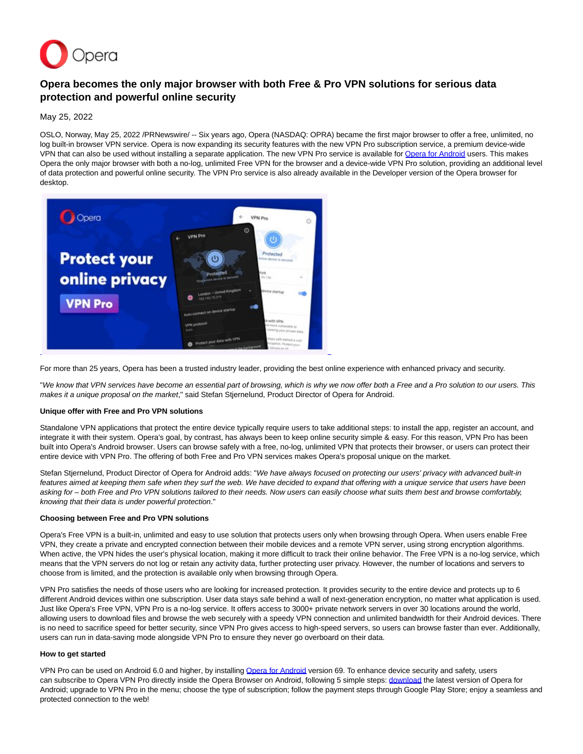# Opera becomes the only major browser with both Free & Pro VPN solutions for serious data protection and powerful online security

May 25, 2022

OSLO, Norway, May 25, 2022 /PRNewswire/ -- Six years ago, Opera (NASDAQ: OPRA) became the first major browser to offer a free, unlimited, no log built-in browser VPN service. Opera is now expanding its security features with the new VPN Pro subscription service, a premium device-wide VPN that can also be used without installing a separate application. The new VPN Pro service is available for Opera for Android users. This makes Opera the only major browser with both a no-log, unlimited Free VPN for the browser and a device-wide VPN Pro solution, providing an additional level of data protection and powerful online security. The VPN Pro service is also already available in the Developer version of the Opera browser for desktop.

For more than 25 years, Opera has been a trusted industry leader, providing the best online experience with enhanced privacy and security.

"*We know that VPN services have become an essential part of browsing, which is why we now offer both a Free and a Pro solution to our users. This makes it a unique proposal on the market*," said Stefan Stjernelund, Product Director of Opera for Android.

**Unique offer with Free and Pro VPN solutions**

Standalone VPN applications that protect the entire device typically require users to take additional steps: to install the app, register an account, and integrate it with their system. Opera's goal, by contrast, has always been to keep online security simple & easy. For this reason, VPN Pro has been built into Opera's Android browser. Users can browse safely with a free, no-log, unlimited VPN that protects their browser, or users can protect their entire device with VPN Pro. The offering of both Free and Pro VPN services makes Opera's proposal unique on the market.

Stefan Stjernelund, Product Director of Opera for Android adds: "*We have always focused on protecting our users' privacy with advanced built-in features aimed at keeping them safe when they surf the web. We have decided to expand that offering with a unique service that users have been asking for – both Free and Pro VPN solutions tailored to their needs. Now users can easily choose what suits them best and browse comfortably, knowing that their data is under powerful protection*."

**Choosing between Free and Pro VPN solutions**

Opera's Free VPN is a built-in, unlimited and easy to use solution that protects users only when browsing through Opera. When users enable Free VPN, they create a private and encrypted connection between their mobile devices and a remote VPN server, using strong encryption algorithms. When active, the VPN hides the user's physical location, making it more difficult to track their online behavior. The Free VPN is a no-log service, which means that the VPN servers do not log or retain any activity data, further protecting user privacy. However, the number of locations and servers to choose from is limited, and the protection is available only when browsing through Opera.

VPN Pro satisfies the needs of those users who are looking for increased protection. It provides security to the entire device and protects up to 6 different Android devices within one subscription. User data stays safe behind a wall of next-generation encryption, no matter what application is used. Just like Opera's Free VPN, VPN Pro is a no-log service. It offers access to 3000+ private network servers in over 30 locations around the world, allowing users to download files and browse the web securely with a speedy VPN connection and unlimited bandwidth for their Android devices. There is no need to sacrifice speed for better security, since VPN Pro gives access to high-speed servers, so users can browse faster than ever. Additionally, users can run in data-saving mode alongside VPN Pro to ensure they never go overboard on their data.

**How to get started**

VPN Pro can be used on Android 6.0 and higher, by installing Opera for Android version 69. To enhance device security and safety, users can subscribe to Opera VPN Pro directly inside the Opera Browser on Android, following 5 simple steps: download the latest version of Opera for Android; upgrade to VPN Pro in the menu; choose the type of subscription; follow the payment steps through Google Play Store; enjoy a seamless and protected connection to the web!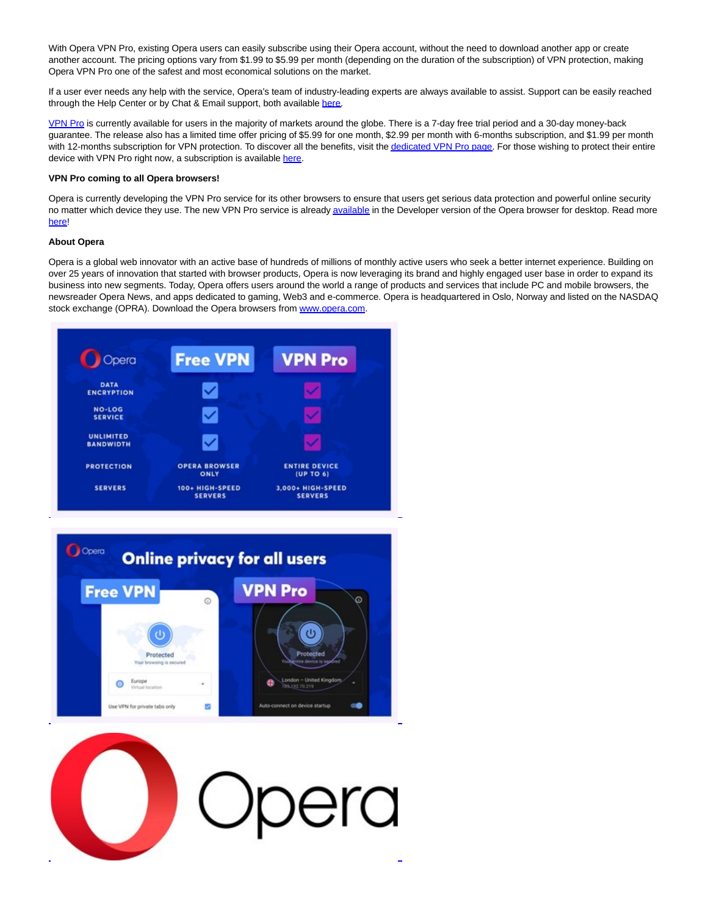With Opera VPN Pro, existing Opera users can easily subscribe using their Opera account, without the need to download another app or create another account. The pricing options vary from $1.99 to $5.99 per month (depending on the duration of the subscription) of VPN protection, making Opera VPN Pro one of the safest and most economical solutions on the market.

If a user ever needs any help with the service, Opera's team of industry-leading experts are always available to assist. Support can be easily reached through the Help Center or by Chat & Email support, both available here.

VPN Pro is currently available for users in the majority of markets around the globe. There is a 7-day free trial period and a 30-day money-back guarantee. The release also has a limited time offer pricing of $5.99 for one month, $2.99 per month with 6-months subscription, and $1.99 per month with 12-months subscription for VPN protection. To discover all the benefits, visit the dedicated VPN Pro page. For those wishing to protect their entire device with VPN Pro right now, a subscription is available here.

**VPN Pro coming to all Opera browsers!**

Opera is currently developing the VPN Pro service for its other browsers to ensure that users get serious data protection and powerful online security no matter which device they use. The new VPN Pro service is already available in the Developer version of the Opera browser for desktop. Read more here!

**About Opera**

Opera is a global web innovator with an active base of hundreds of millions of monthly active users who seek a better internet experience. Building on over 25 years of innovation that started with browser products, Opera is now leveraging its brand and highly engaged user base in order to expand its business into new segments. Today, Opera offers users around the world a range of products and services that include PC and mobile browsers, the newsreader Opera News, and apps dedicated to gaming, Web3 and e-commerce. Opera is headquartered in Oslo, Norway and listed on the NASDAQ stock exchange (OPRA). Download the Opera browsers from www.opera.com.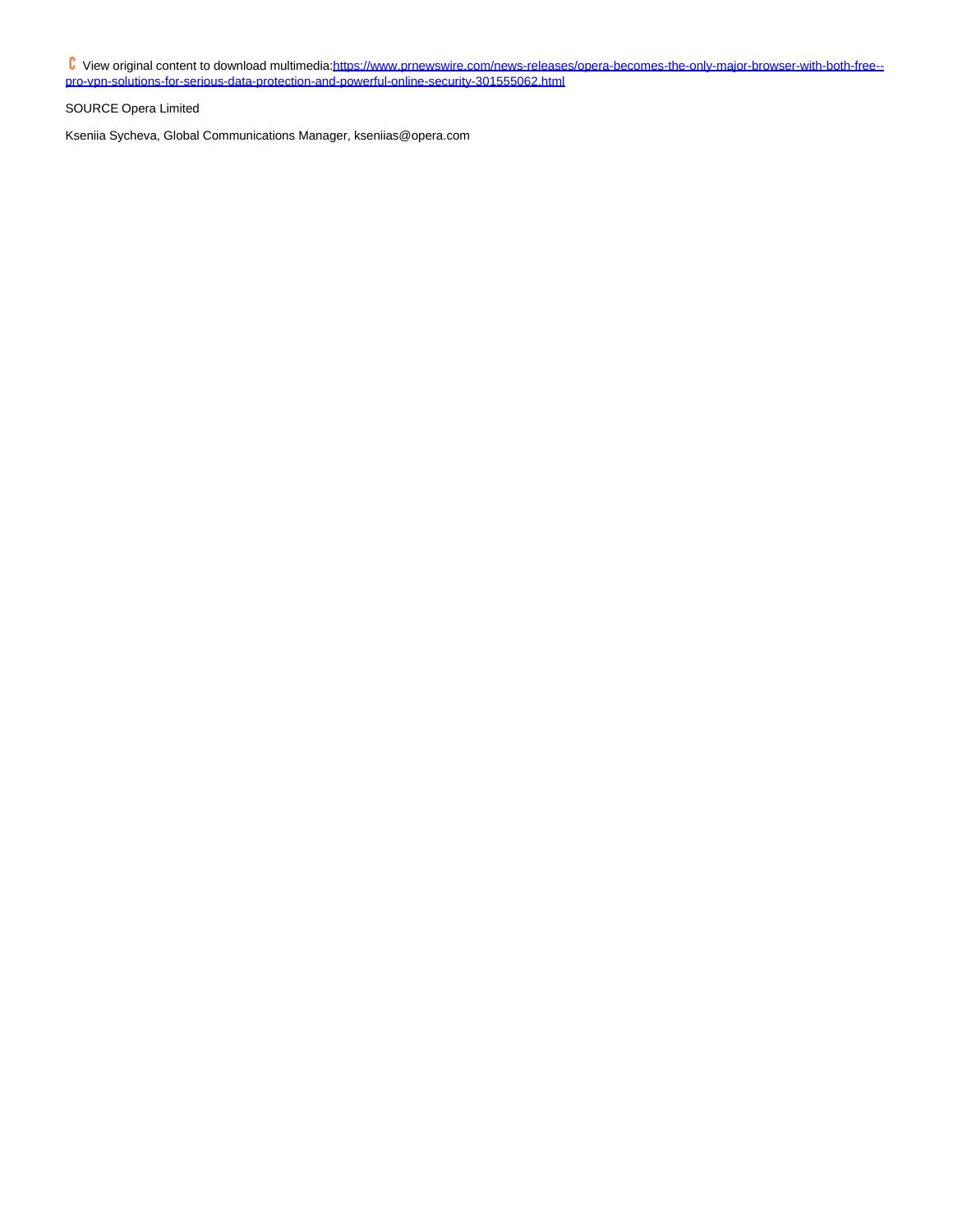View original content to download multimedia:[https://www.prnewswire.com/news-releases/opera-becomes-the-only-major-browser-with-both-free--pro-vpn-solutions-for-serious-data-protection-and-powerful-online-security-301555062.html](https://www.prnewswire.com/news-releases/opera-becomes-the-only-major-browser-with-both-free--pro-vpn-solutions-for-serious-data-protection-and-powerful-online-security-301555062.html)

SOURCE Opera Limited

Kseniia Sycheva, Global Communications Manager, kseniias@opera.com